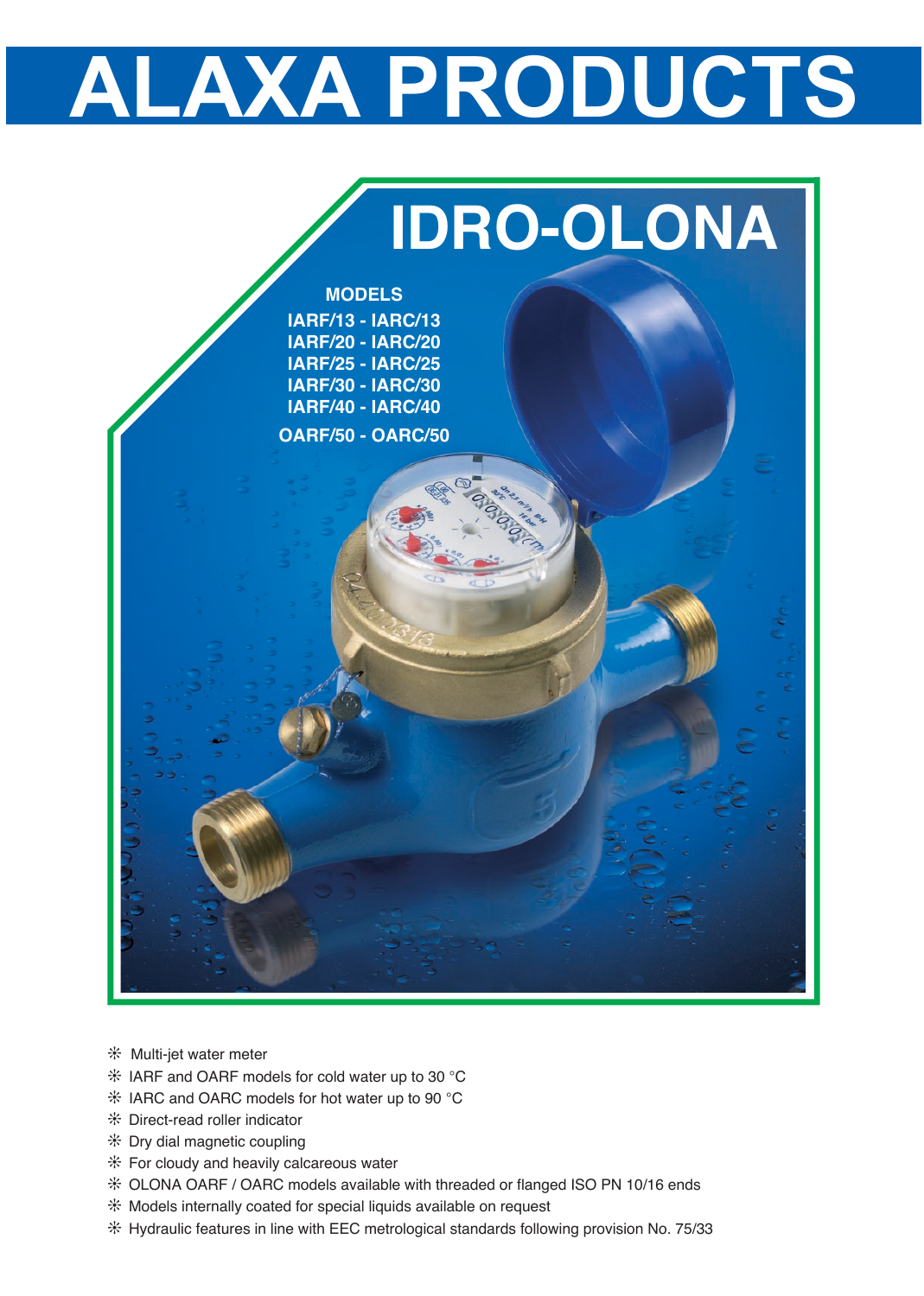# ALAXA PRODUCTS

## IDRO-OLONA

**MODELS**

**IARF/13 - IARC/13**
**IARF/20 - IARC/20**
**IARF/25 - IARC/25**
**IARF/30 - IARC/30**
**IARF/40 - IARC/40**

**OARF/50 - OARC/50**

- Multi-jet water meter
- IARF and OARF models for cold water up to 30 °C
- IARC and OARC models for hot water up to 90 °C
- Direct-read roller indicator
- Dry dial magnetic coupling
- For cloudy and heavily calcareous water
- OLONA OARF / OARC models available with threaded or flanged ISO PN 10/16 ends
- Models internally coated for special liquids available on request
- Hydraulic features in line with EEC metrological standards following provision No. 75/33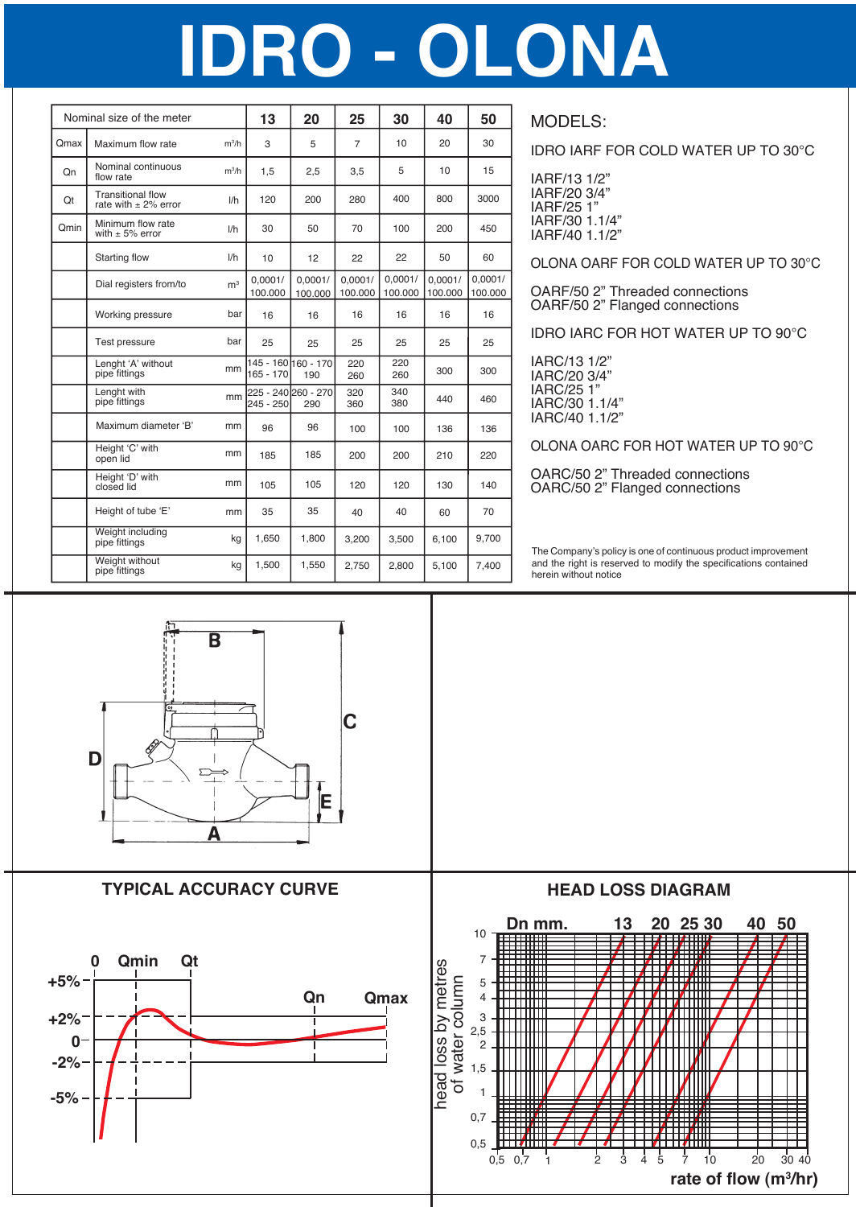# IDRO - OLONA

| Nominal size of the meter | | | 13 | 20 | 25 | 30 | 40 | 50 |
|---|---|---|---|---|---|---|---|---|
| Qmax | Maximum flow rate | m³/h | 3 | 5 | 7 | 10 | 20 | 30 |
| Qn | Nominal continuous flow rate | m³/h | 1,5 | 2,5 | 3,5 | 5 | 10 | 15 |
| Qt | Transitional flow rate with ± 2% error | l/h | 120 | 200 | 280 | 400 | 800 | 3000 |
| Qmin | Minimum flow rate with ± 5% error | l/h | 30 | 50 | 70 | 100 | 200 | 450 |
| | Starting flow | l/h | 10 | 12 | 22 | 22 | 50 | 60 |
| | Dial registers from/to | m³ | 0,0001/ 100.000 | 0,0001/ 100.000 | 0,0001/ 100.000 | 0,0001/ 100.000 | 0,0001/ 100.000 | 0,0001/ 100.000 |
| | Working pressure | bar | 16 | 16 | 16 | 16 | 16 | 16 |
| | Test pressure | bar | 25 | 25 | 25 | 25 | 25 | 25 |
| | Lenght 'A' without pipe fittings | mm | 145 - 160 165 - 170 | 160 - 170 190 | 220 260 | 220 260 | 300 | 300 |
| | Lenght with pipe fittings | mm | 225 - 240 245 - 250 | 260 - 270 290 | 320 360 | 340 380 | 440 | 460 |
| | Maximum diameter 'B' | mm | 96 | 96 | 100 | 100 | 136 | 136 |
| | Height 'C' with open lid | mm | 185 | 185 | 200 | 200 | 210 | 220 |
| | Height 'D' with closed lid | mm | 105 | 105 | 120 | 120 | 130 | 140 |
| | Height of tube 'E' | mm | 35 | 35 | 40 | 40 | 60 | 70 |
| | Weight including pipe fittings | kg | 1,650 | 1,800 | 3,200 | 3,500 | 6,100 | 9,700 |
| | Weight without pipe fittings | kg | 1,500 | 1,550 | 2,750 | 2,800 | 5,100 | 7,400 |

## MODELS:

IDRO IARF FOR COLD WATER UP TO 30°C

IARF/13 1/2"
IARF/20 3/4"
IARF/25 1"
IARF/30 1.1/4"
IARF/40 1.1/2"

OLONA OARF FOR COLD WATER UP TO 30°C

OARF/50 2" Threaded connections
OARF/50 2" Flanged connections

IDRO IARC FOR HOT WATER UP TO 90°C

IARC/13 1/2"
IARC/20 3/4"
IARC/25 1"
IARC/30 1.1/4"
IARC/40 1.1/2"

OLONA OARC FOR HOT WATER UP TO 90°C

OARC/50 2" Threaded connections
OARC/50 2" Flanged connections

The Company's policy is one of continuous product improvement and the right is reserved to modify the specifications contained herein without notice

B
C
D
E
A

## TYPICAL ACCURACY CURVE

0 Qmin Qt Qn Qmax

+5%
+2%
0
-2%
-5%

## HEAD LOSS DIAGRAM

Dn mm. 13 20 25 30 40 50

head loss by metres of water column

10, 7, 5, 4, 3, 2,5, 2, 1,5, 1, 0,7, 0,5

0,5 0,7 1 2 3 4 5 7 10 20 30 40

rate of flow (m³/hr)